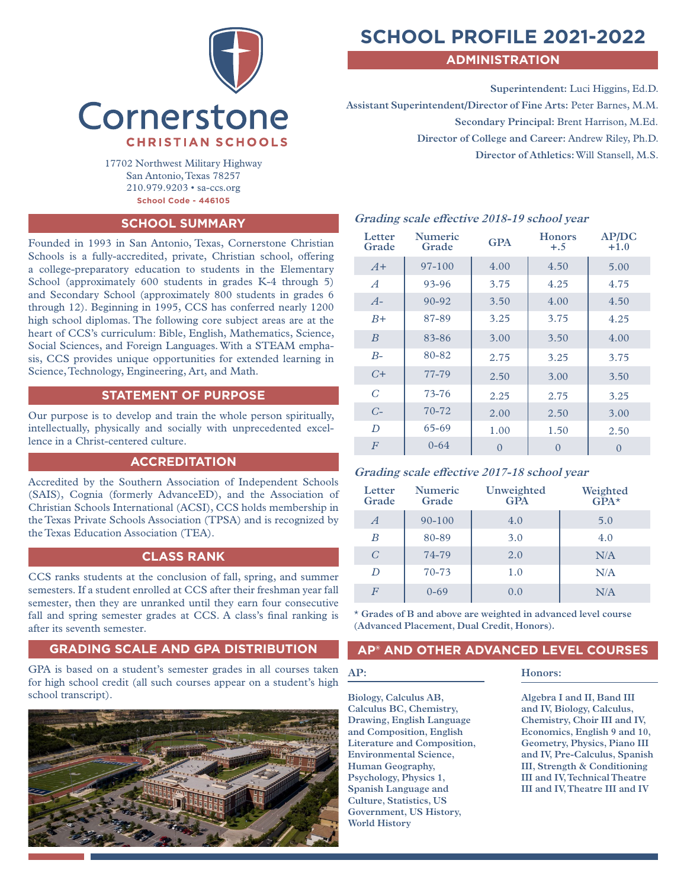# Cornerstone CHRISTIAN SCHOOLS

17702 Northwest Military Highway
San Antonio, Texas 78257
210.979.9203 • sa-ccs.org
**School Code - 446105**

# SCHOOL PROFILE 2021-2022

## ADMINISTRATION

**Superintendent:** Luci Higgins, Ed.D.
**Assistant Superintendent/Director of Fine Arts:** Peter Barnes, M.M.
**Secondary Principal:** Brent Harrison, M.Ed.
**Director of College and Career:** Andrew Riley, Ph.D.
**Director of Athletics:** Will Stansell, M.S.

## SCHOOL SUMMARY

Founded in 1993 in San Antonio, Texas, Cornerstone Christian Schools is a fully-accredited, private, Christian school, offering a college-preparatory education to students in the Elementary School (approximately 600 students in grades K-4 through 5) and Secondary School (approximately 800 students in grades 6 through 12). Beginning in 1995, CCS has conferred nearly 1200 high school diplomas. The following core subject areas are at the heart of CCS's curriculum: Bible, English, Mathematics, Science, Social Sciences, and Foreign Languages. With a STEAM emphasis, CCS provides unique opportunities for extended learning in Science, Technology, Engineering, Art, and Math.

## STATEMENT OF PURPOSE

Our purpose is to develop and train the whole person spiritually, intellectually, physically and socially with unprecedented excellence in a Christ-centered culture.

## ACCREDITATION

Accredited by the Southern Association of Independent Schools (SAIS), Cognia (formerly AdvancED), and the Association of Christian Schools International (ACSI), CCS holds membership in the Texas Private Schools Association (TPSA) and is recognized by the Texas Education Association (TEA).

## CLASS RANK

CCS ranks students at the conclusion of fall, spring, and summer semesters. If a student enrolled at CCS after their freshman year fall semester, then they are unranked until they earn four consecutive fall and spring semester grades at CCS. A class's final ranking is after its seventh semester.

## GRADING SCALE AND GPA DISTRIBUTION

GPA is based on a student's semester grades in all courses taken for high school credit (all such courses appear on a student's high school transcript).

***Grading scale effective 2018-19 school year***

| Letter Grade | Numeric Grade | GPA | Honors +.5 | AP/DC +1.0 |
|---|---|---|---|---|
| *A+* | 97-100 | 4.00 | 4.50 | 5.00 |
| *A* | 93-96 | 3.75 | 4.25 | 4.75 |
| *A-* | 90-92 | 3.50 | 4.00 | 4.50 |
| *B+* | 87-89 | 3.25 | 3.75 | 4.25 |
| *B* | 83-86 | 3.00 | 3.50 | 4.00 |
| *B-* | 80-82 | 2.75 | 3.25 | 3.75 |
| *C+* | 77-79 | 2.50 | 3.00 | 3.50 |
| *C* | 73-76 | 2.25 | 2.75 | 3.25 |
| *C-* | 70-72 | 2.00 | 2.50 | 3.00 |
| *D* | 65-69 | 1.00 | 1.50 | 2.50 |
| *F* | 0-64 | 0 | 0 | 0 |

***Grading scale effective 2017-18 school year***

| Letter Grade | Numeric Grade | Unweighted GPA | Weighted GPA* |
|---|---|---|---|
| *A* | 90-100 | 4.0 | 5.0 |
| *B* | 80-89 | 3.0 | 4.0 |
| *C* | 74-79 | 2.0 | N/A |
| *D* | 70-73 | 1.0 | N/A |
| *F* | 0-69 | 0.0 | N/A |

**\* Grades of B and above are weighted in advanced level course (Advanced Placement, Dual Credit, Honors).**

## AP® AND OTHER ADVANCED LEVEL COURSES

**AP:**

**Biology, Calculus AB, Calculus BC, Chemistry, Drawing, English Language and Composition, English Literature and Composition, Environmental Science, Human Geography, Psychology, Physics 1, Spanish Language and Culture, Statistics, US Government, US History, World History**

**Honors:**

**Algebra I and II, Band III and IV, Biology, Calculus, Chemistry, Choir III and IV, Economics, English 9 and 10, Geometry, Physics, Piano III and IV, Pre-Calculus, Spanish III, Strength & Conditioning III and IV, Technical Theatre III and IV, Theatre III and IV**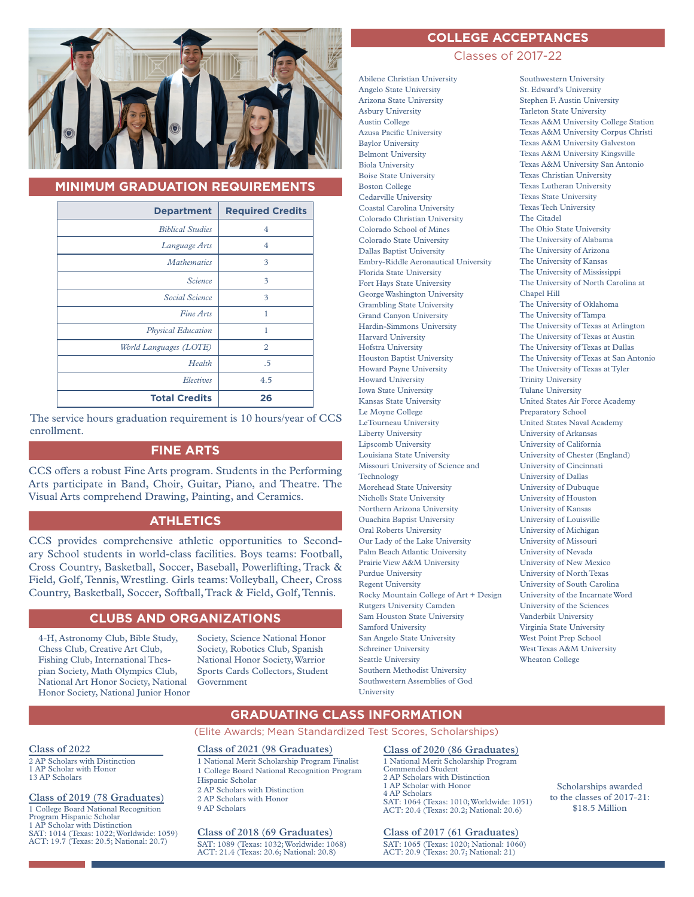## MINIMUM GRADUATION REQUIREMENTS

| Department | Required Credits |
|---|---|
| *Biblical Studies* | 4 |
| *Language Arts* | 4 |
| *Mathematics* | 3 |
| *Science* | 3 |
| *Social Science* | 3 |
| *Fine Arts* | 1 |
| *Physical Education* | 1 |
| *World Languages (LOTE)* | 2 |
| *Health* | .5 |
| *Electives* | 4.5 |
| **Total Credits** | **26** |

The service hours graduation requirement is 10 hours/year of CCS enrollment.

## FINE ARTS

CCS offers a robust Fine Arts program. Students in the Performing Arts participate in Band, Choir, Guitar, Piano, and Theatre. The Visual Arts comprehend Drawing, Painting, and Ceramics.

## ATHLETICS

CCS provides comprehensive athletic opportunities to Secondary School students in world-class facilities. Boys teams: Football, Cross Country, Basketball, Soccer, Baseball, Powerlifting, Track & Field, Golf, Tennis, Wrestling. Girls teams: Volleyball, Cheer, Cross Country, Basketball, Soccer, Softball, Track & Field, Golf, Tennis.

## CLUBS AND ORGANIZATIONS

4-H, Astronomy Club, Bible Study, Chess Club, Creative Art Club, Fishing Club, International Thespian Society, Math Olympics Club, National Art Honor Society, National Honor Society, National Junior Honor Society, Science National Honor Society, Robotics Club, Spanish National Honor Society, Warrior Sports Cards Collectors, Student Government

## COLLEGE ACCEPTANCES

### Classes of 2017-22

Abilene Christian University
Angelo State University
Arizona State University
Asbury University
Austin College
Azusa Pacific University
Baylor University
Belmont University
Biola University
Boise State University
Boston College
Cedarville University
Coastal Carolina University
Colorado Christian University
Colorado School of Mines
Colorado State University
Dallas Baptist University
Embry-Riddle Aeronautical University
Florida State University
Fort Hays State University
George Washington University
Grambling State University
Grand Canyon University
Hardin-Simmons University
Harvard University
Hofstra University
Houston Baptist University
Howard Payne University
Howard University
Iowa State University
Kansas State University
Le Moyne College
LeTourneau University
Liberty University
Lipscomb University
Louisiana State University
Missouri University of Science and Technology
Morehead State University
Nicholls State University
Northern Arizona University
Ouachita Baptist University
Oral Roberts University
Our Lady of the Lake University
Palm Beach Atlantic University
Prairie View A&M University
Purdue University
Regent University
Rocky Mountain College of Art + Design
Rutgers University Camden
Sam Houston State University
Samford University
San Angelo State University
Schreiner University
Seattle University
Southern Methodist University
Southwestern Assemblies of God University
Southwestern University
St. Edward's University
Stephen F. Austin University
Tarleton State University
Texas A&M University College Station
Texas A&M University Corpus Christi
Texas A&M University Galveston
Texas A&M University Kingsville
Texas A&M University San Antonio
Texas Christian University
Texas Lutheran University
Texas State University
Texas Tech University
The Citadel
The Ohio State University
The University of Alabama
The University of Arizona
The University of Kansas
The University of Mississippi
The University of North Carolina at Chapel Hill
The University of Oklahoma
The University of Tampa
The University of Texas at Arlington
The University of Texas at Austin
The University of Texas at Dallas
The University of Texas at San Antonio
The University of Texas at Tyler
Trinity University
Tulane University
United States Air Force Academy Preparatory School
United States Naval Academy
University of Arkansas
University of California
University of Chester (England)
University of Cincinnati
University of Dallas
University of Dubuque
University of Houston
University of Kansas
University of Louisville
University of Michigan
University of Missouri
University of Nevada
University of New Mexico
University of North Texas
University of South Carolina
University of the Incarnate Word
University of the Sciences
Vanderbilt University
Virginia State University
West Point Prep School
West Texas A&M University
Wheaton College

## GRADUATING CLASS INFORMATION

(Elite Awards; Mean Standardized Test Scores, Scholarships)

### Class of 2022

2 AP Scholars with Distinction
1 AP Scholar with Honor
13 AP Scholars

### Class of 2019 (78 Graduates)

1 College Board National Recognition Program Hispanic Scholar
1 AP Scholar with Distinction
SAT: 1014 (Texas: 1022; Worldwide: 1059)
ACT: 19.7 (Texas: 20.5; National: 20.7)

### Class of 2021 (98 Graduates)

1 National Merit Scholarship Program Finalist
1 College Board National Recognition Program Hispanic Scholar
2 AP Scholars with Distinction
2 AP Scholars with Honor
9 AP Scholars

### Class of 2018 (69 Graduates)

SAT: 1089 (Texas: 1032; Worldwide: 1068)
ACT: 21.4 (Texas: 20.6; National: 20.8)

### Class of 2020 (86 Graduates)

1 National Merit Scholarship Program Commended Student
2 AP Scholars with Distinction
1 AP Scholar with Honor
4 AP Scholars
SAT: 1064 (Texas: 1010; Worldwide: 1051)
ACT: 20.4 (Texas: 20.2; National: 20.6)

### Class of 2017 (61 Graduates)

SAT: 1065 (Texas: 1020; National: 1060)
ACT: 20.9 (Texas: 20.7; National: 21)

Scholarships awarded to the classes of 2017-21: $18.5 Million